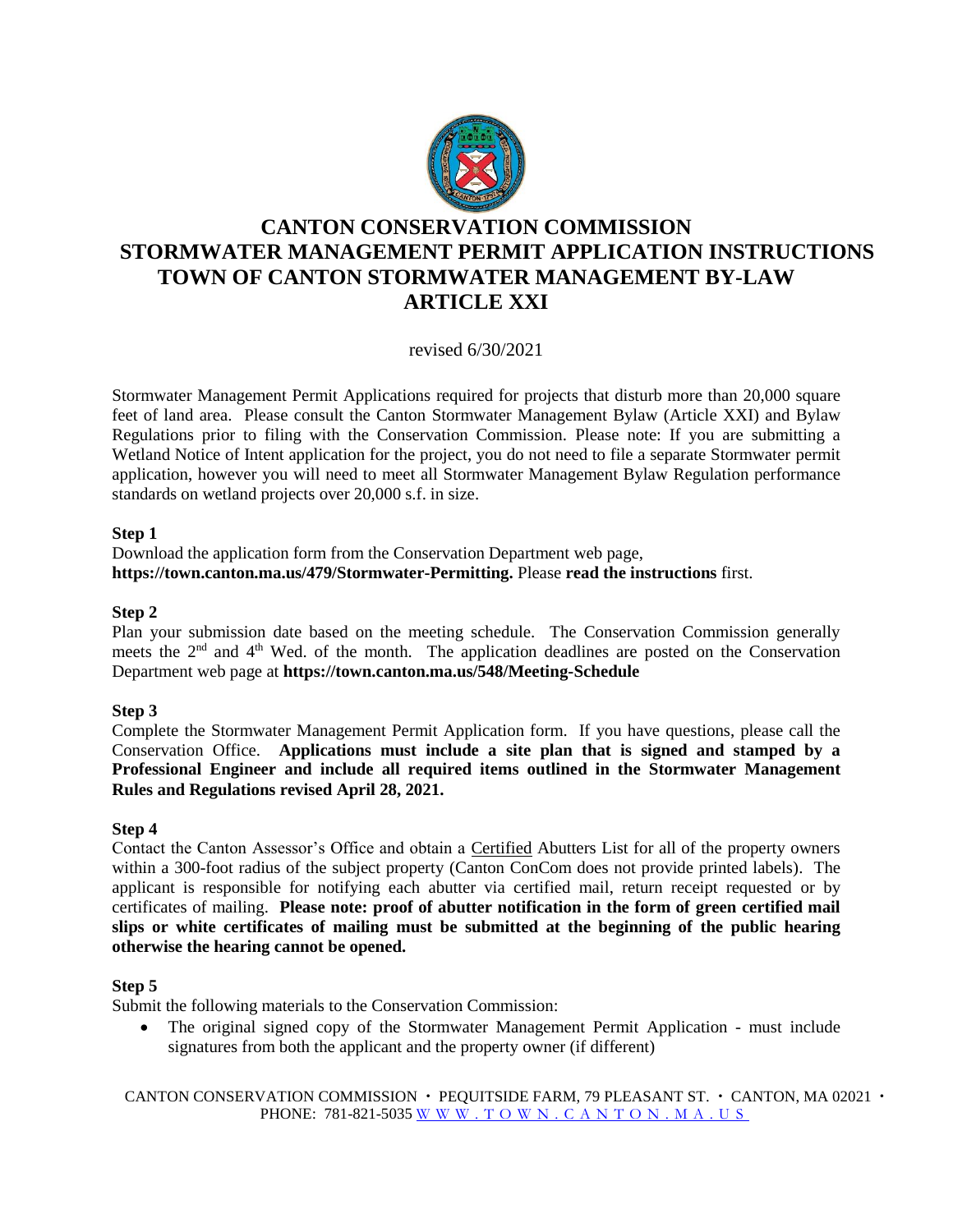# CANTON CONSERVATION COMMISSION
# STORMWATER MANAGEMENT PERMIT APPLICATION INSTRUCTIONS
# TOWN OF CANTON STORMWATER MANAGEMENT BY-LAW
# ARTICLE XXI

revised 6/30/2021

Stormwater Management Permit Applications required for projects that disturb more than 20,000 square feet of land area. Please consult the Canton Stormwater Management Bylaw (Article XXI) and Bylaw Regulations prior to filing with the Conservation Commission. Please note: If you are submitting a Wetland Notice of Intent application for the project, you do not need to file a separate Stormwater permit application, however you will need to meet all Stormwater Management Bylaw Regulation performance standards on wetland projects over 20,000 s.f. in size.

**Step 1**

Download the application form from the Conservation Department web page, **https://town.canton.ma.us/479/Stormwater-Permitting.** Please **read the instructions** first.

**Step 2**

Plan your submission date based on the meeting schedule. The Conservation Commission generally meets the 2nd and 4th Wed. of the month. The application deadlines are posted on the Conservation Department web page at **https://town.canton.ma.us/548/Meeting-Schedule**

**Step 3**

Complete the Stormwater Management Permit Application form. If you have questions, please call the Conservation Office. **Applications must include a site plan that is signed and stamped by a Professional Engineer and include all required items outlined in the Stormwater Management Rules and Regulations revised April 28, 2021.**

**Step 4**

Contact the Canton Assessor's Office and obtain a Certified Abutters List for all of the property owners within a 300-foot radius of the subject property (Canton ConCom does not provide printed labels). The applicant is responsible for notifying each abutter via certified mail, return receipt requested or by certificates of mailing. **Please note: proof of abutter notification in the form of green certified mail slips or white certificates of mailing must be submitted at the beginning of the public hearing otherwise the hearing cannot be opened.**

**Step 5**

Submit the following materials to the Conservation Commission:

- The original signed copy of the Stormwater Management Permit Application - must include signatures from both the applicant and the property owner (if different)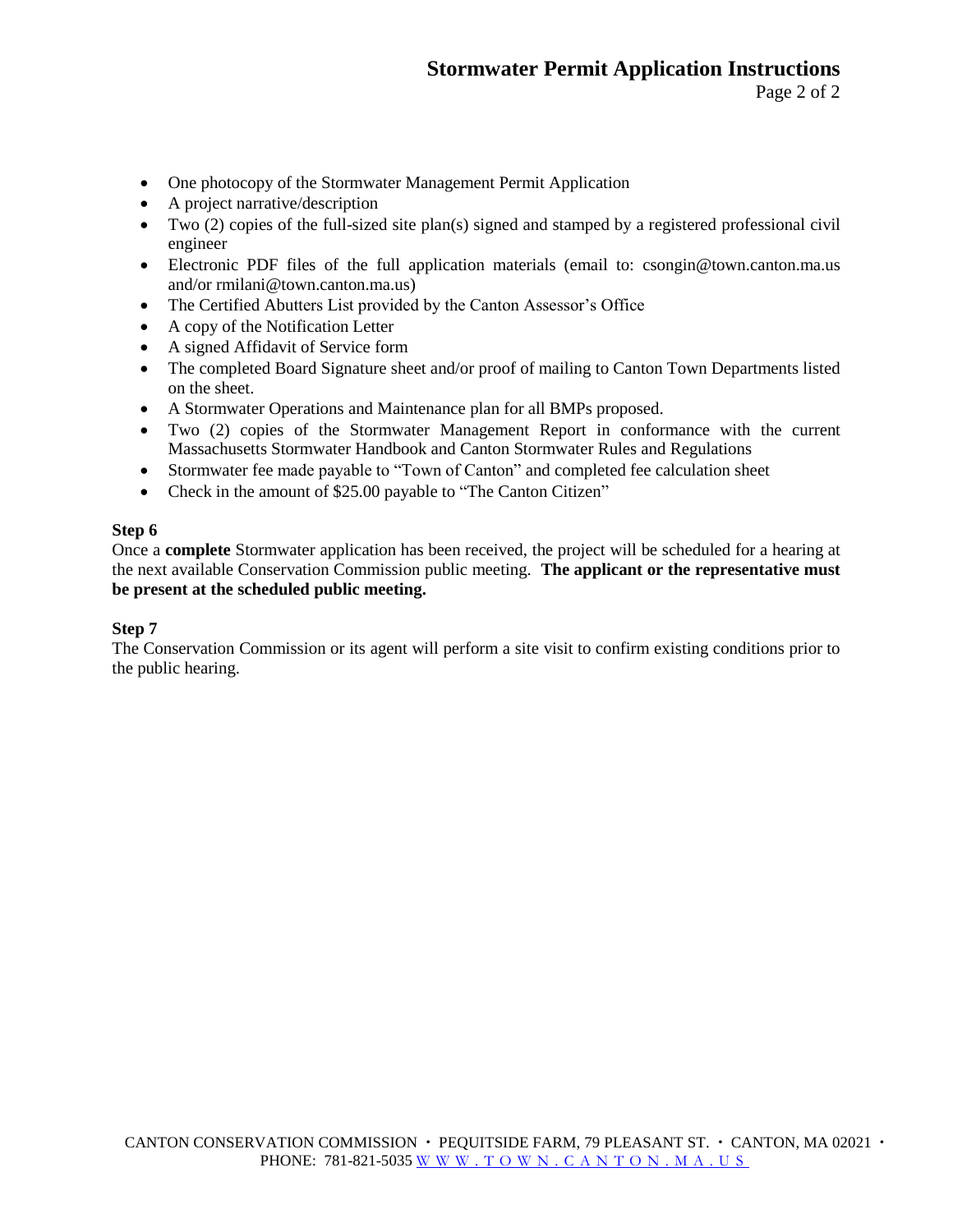- One photocopy of the Stormwater Management Permit Application
- A project narrative/description
- Two (2) copies of the full-sized site plan(s) signed and stamped by a registered professional civil engineer
- Electronic PDF files of the full application materials (email to: csongin@town.canton.ma.us and/or rmilani@town.canton.ma.us)
- The Certified Abutters List provided by the Canton Assessor's Office
- A copy of the Notification Letter
- A signed Affidavit of Service form
- The completed Board Signature sheet and/or proof of mailing to Canton Town Departments listed on the sheet.
- A Stormwater Operations and Maintenance plan for all BMPs proposed.
- Two (2) copies of the Stormwater Management Report in conformance with the current Massachusetts Stormwater Handbook and Canton Stormwater Rules and Regulations
- Stormwater fee made payable to "Town of Canton" and completed fee calculation sheet
- Check in the amount of $25.00 payable to "The Canton Citizen"

**Step 6**

Once a **complete** Stormwater application has been received, the project will be scheduled for a hearing at the next available Conservation Commission public meeting. **The applicant or the representative must be present at the scheduled public meeting.**

**Step 7**

The Conservation Commission or its agent will perform a site visit to confirm existing conditions prior to the public hearing.

CANTON CONSERVATION COMMISSION • PEQUITSIDE FARM, 79 PLEASANT ST. • CANTON, MA 02021 •
PHONE: 781-821-5035 WWW.TOWN.CANTON.MA.US